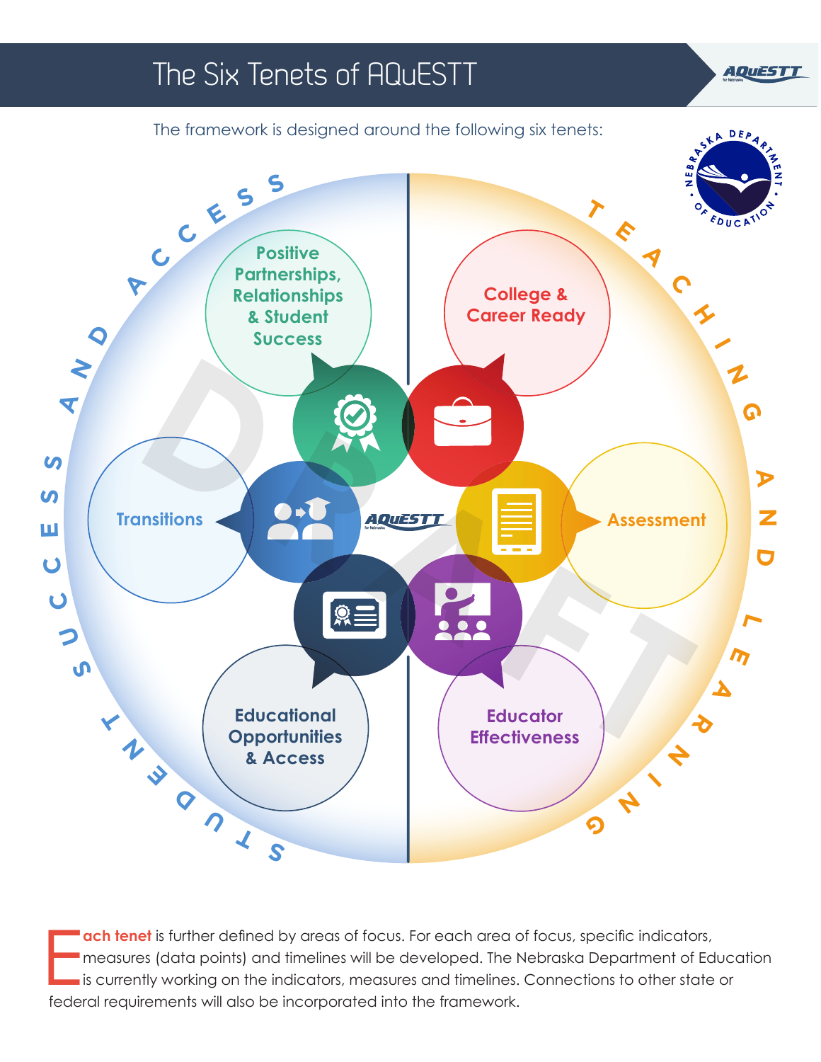# The Six Tenets of AQuESTT

The framework is designed around the following six tenets:

**Student Success and Access**

- Positive Partnerships, Relationships & Student Success
- Transitions
- Educational Opportunities & Access

**Teaching and Learning**

- College & Career Ready
- Assessment
- Educator Effectiveness

**Each tenet** is further defined by areas of focus. For each area of focus, specific indicators, measures (data points) and timelines will be developed. The Nebraska Department of Education is currently working on the indicators, measures and timelines. Connections to other state or federal requirements will also be incorporated into the framework.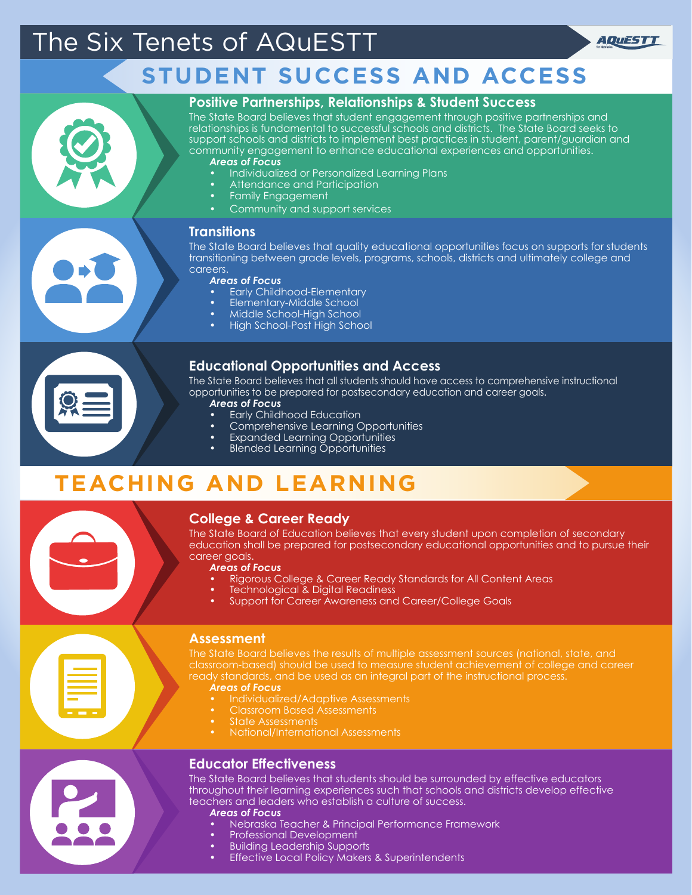# The Six Tenets of AQuESTT

## STUDENT SUCCESS AND ACCESS

### Positive Partnerships, Relationships & Student Success

The State Board believes that student engagement through positive partnerships and relationships is fundamental to successful schools and districts. The State Board seeks to support schools and districts to implement best practices in student, parent/guardian and community engagement to enhance educational experiences and opportunities.

*Areas of Focus*

- Individualized or Personalized Learning Plans
- Attendance and Participation
- Family Engagement
- Community and support services

### Transitions

The State Board believes that quality educational opportunities focus on supports for students transitioning between grade levels, programs, schools, districts and ultimately college and careers.

*Areas of Focus*

- Early Childhood-Elementary
- Elementary-Middle School
- Middle School-High School
- High School-Post High School

### Educational Opportunities and Access

The State Board believes that all students should have access to comprehensive instructional opportunities to be prepared for postsecondary education and career goals.

*Areas of Focus*

- Early Childhood Education
- Comprehensive Learning Opportunities
- Expanded Learning Opportunities
- Blended Learning Opportunities

## TEACHING AND LEARNING

### College & Career Ready

The State Board of Education believes that every student upon completion of secondary education shall be prepared for postsecondary educational opportunities and to pursue their career goals.

*Areas of Focus*

- Rigorous College & Career Ready Standards for All Content Areas
- Technological & Digital Readiness
- Support for Career Awareness and Career/College Goals

### Assessment

The State Board believes the results of multiple assessment sources (national, state, and classroom-based) should be used to measure student achievement of college and career ready standards, and be used as an integral part of the instructional process.

*Areas of Focus*

- Individualized/Adaptive Assessments
- Classroom Based Assessments
- State Assessments
- National/International Assessments

### Educator Effectiveness

The State Board believes that students should be surrounded by effective educators throughout their learning experiences such that schools and districts develop effective teachers and leaders who establish a culture of success.

*Areas of Focus*

- Nebraska Teacher & Principal Performance Framework
- Professional Development
- Building Leadership Supports
- Effective Local Policy Makers & Superintendents